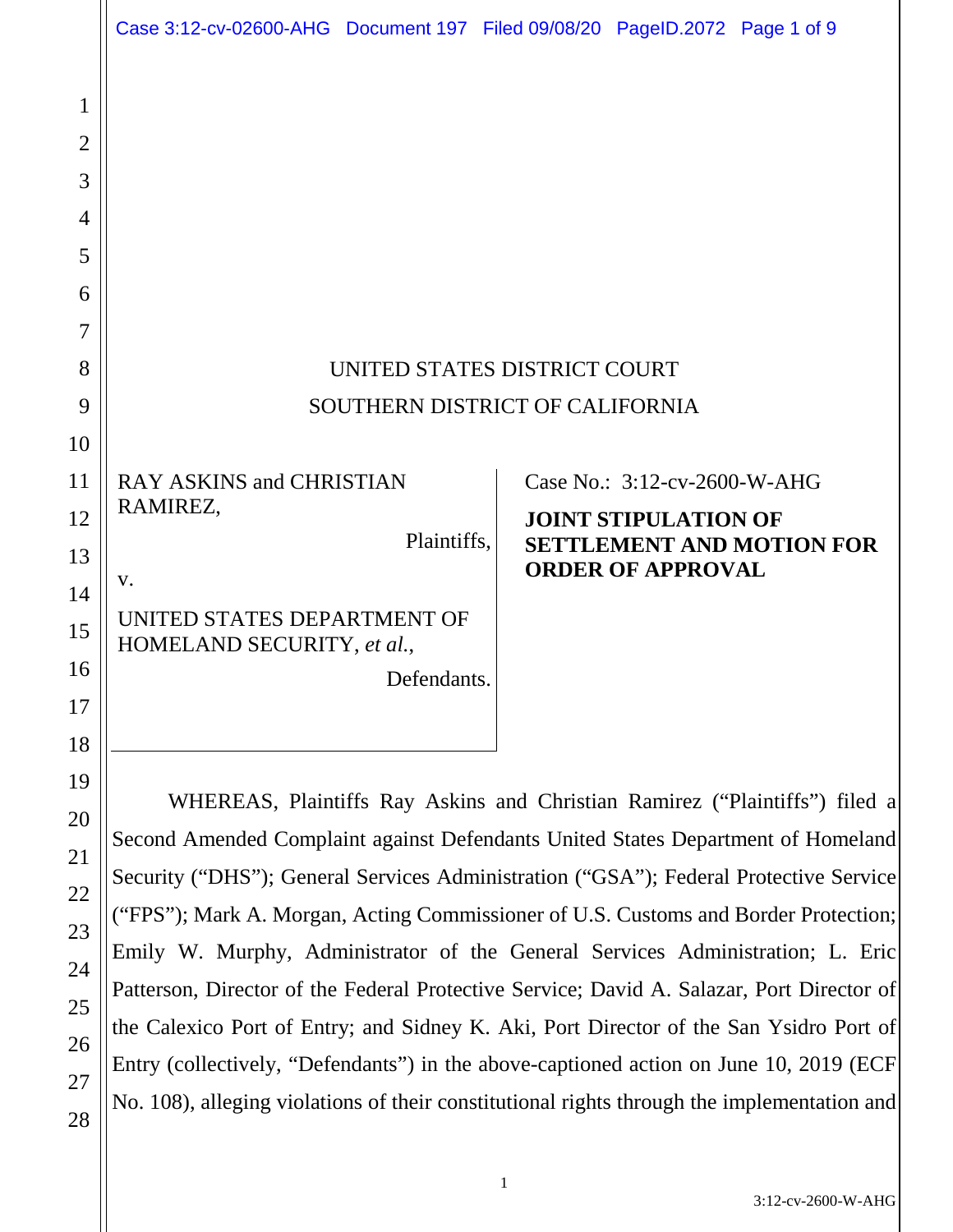UNITED STATES DISTRICT COURT

SOUTHERN DISTRICT OF CALIFORNIA

RAY ASKINS and CHRISTIAN RAMIREZ,

Plaintiffs,

v.

UNITED STATES DEPARTMENT OF HOMELAND SECURITY, *et al.*,

Defendants.

Case No.: 3:12-cv-2600-W-AHG

**JOINT STIPULATION OF SETTLEMENT AND MOTION FOR ORDER OF APPROVAL**

WHEREAS, Plaintiffs Ray Askins and Christian Ramirez ("Plaintiffs") filed a Second Amended Complaint against Defendants United States Department of Homeland Security ("DHS"); General Services Administration ("GSA"); Federal Protective Service ("FPS"); Mark A. Morgan, Acting Commissioner of U.S. Customs and Border Protection; Emily W. Murphy, Administrator of the General Services Administration; L. Eric Patterson, Director of the Federal Protective Service; David A. Salazar, Port Director of the Calexico Port of Entry; and Sidney K. Aki, Port Director of the San Ysidro Port of Entry (collectively, "Defendants") in the above-captioned action on June 10, 2019 (ECF No. 108), alleging violations of their constitutional rights through the implementation and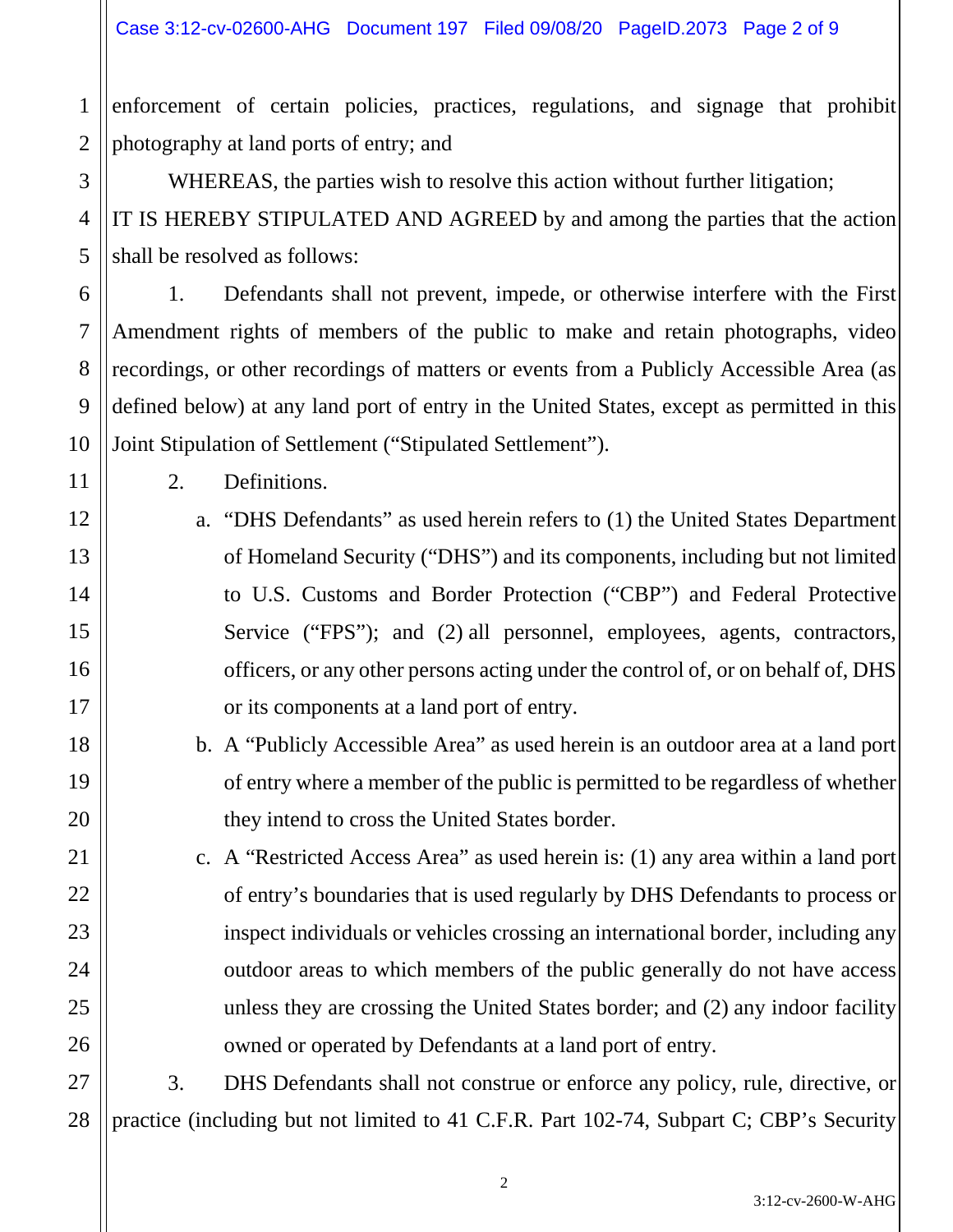enforcement of certain policies, practices, regulations, and signage that prohibit photography at land ports of entry; and

WHEREAS, the parties wish to resolve this action without further litigation;

IT IS HEREBY STIPULATED AND AGREED by and among the parties that the action shall be resolved as follows:

1. Defendants shall not prevent, impede, or otherwise interfere with the First Amendment rights of members of the public to make and retain photographs, video recordings, or other recordings of matters or events from a Publicly Accessible Area (as defined below) at any land port of entry in the United States, except as permitted in this Joint Stipulation of Settlement ("Stipulated Settlement").

2. Definitions.

   a. "DHS Defendants" as used herein refers to (1) the United States Department of Homeland Security ("DHS") and its components, including but not limited to U.S. Customs and Border Protection ("CBP") and Federal Protective Service ("FPS"); and (2) all personnel, employees, agents, contractors, officers, or any other persons acting under the control of, or on behalf of, DHS or its components at a land port of entry.

   b. A "Publicly Accessible Area" as used herein is an outdoor area at a land port of entry where a member of the public is permitted to be regardless of whether they intend to cross the United States border.

   c. A "Restricted Access Area" as used herein is: (1) any area within a land port of entry's boundaries that is used regularly by DHS Defendants to process or inspect individuals or vehicles crossing an international border, including any outdoor areas to which members of the public generally do not have access unless they are crossing the United States border; and (2) any indoor facility owned or operated by Defendants at a land port of entry.

3. DHS Defendants shall not construe or enforce any policy, rule, directive, or practice (including but not limited to 41 C.F.R. Part 102-74, Subpart C; CBP's Security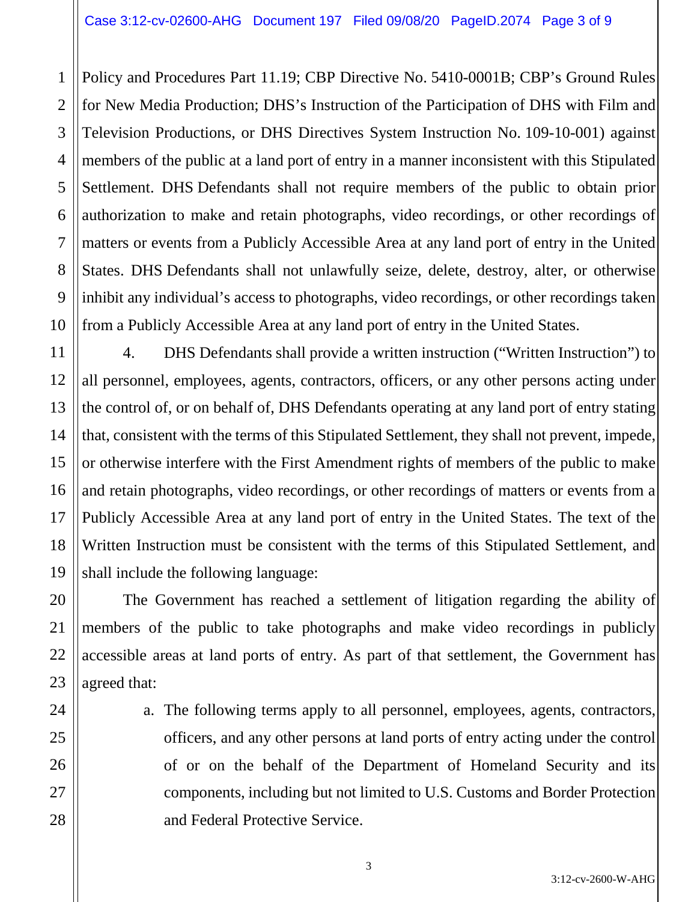Policy and Procedures Part 11.19; CBP Directive No. 5410-0001B; CBP's Ground Rules for New Media Production; DHS's Instruction of the Participation of DHS with Film and Television Productions, or DHS Directives System Instruction No. 109-10-001) against members of the public at a land port of entry in a manner inconsistent with this Stipulated Settlement. DHS Defendants shall not require members of the public to obtain prior authorization to make and retain photographs, video recordings, or other recordings of matters or events from a Publicly Accessible Area at any land port of entry in the United States. DHS Defendants shall not unlawfully seize, delete, destroy, alter, or otherwise inhibit any individual's access to photographs, video recordings, or other recordings taken from a Publicly Accessible Area at any land port of entry in the United States.

4. DHS Defendants shall provide a written instruction ("Written Instruction") to all personnel, employees, agents, contractors, officers, or any other persons acting under the control of, or on behalf of, DHS Defendants operating at any land port of entry stating that, consistent with the terms of this Stipulated Settlement, they shall not prevent, impede, or otherwise interfere with the First Amendment rights of members of the public to make and retain photographs, video recordings, or other recordings of matters or events from a Publicly Accessible Area at any land port of entry in the United States. The text of the Written Instruction must be consistent with the terms of this Stipulated Settlement, and shall include the following language:

The Government has reached a settlement of litigation regarding the ability of members of the public to take photographs and make video recordings in publicly accessible areas at land ports of entry. As part of that settlement, the Government has agreed that:

a. The following terms apply to all personnel, employees, agents, contractors, officers, and any other persons at land ports of entry acting under the control of or on the behalf of the Department of Homeland Security and its components, including but not limited to U.S. Customs and Border Protection and Federal Protective Service.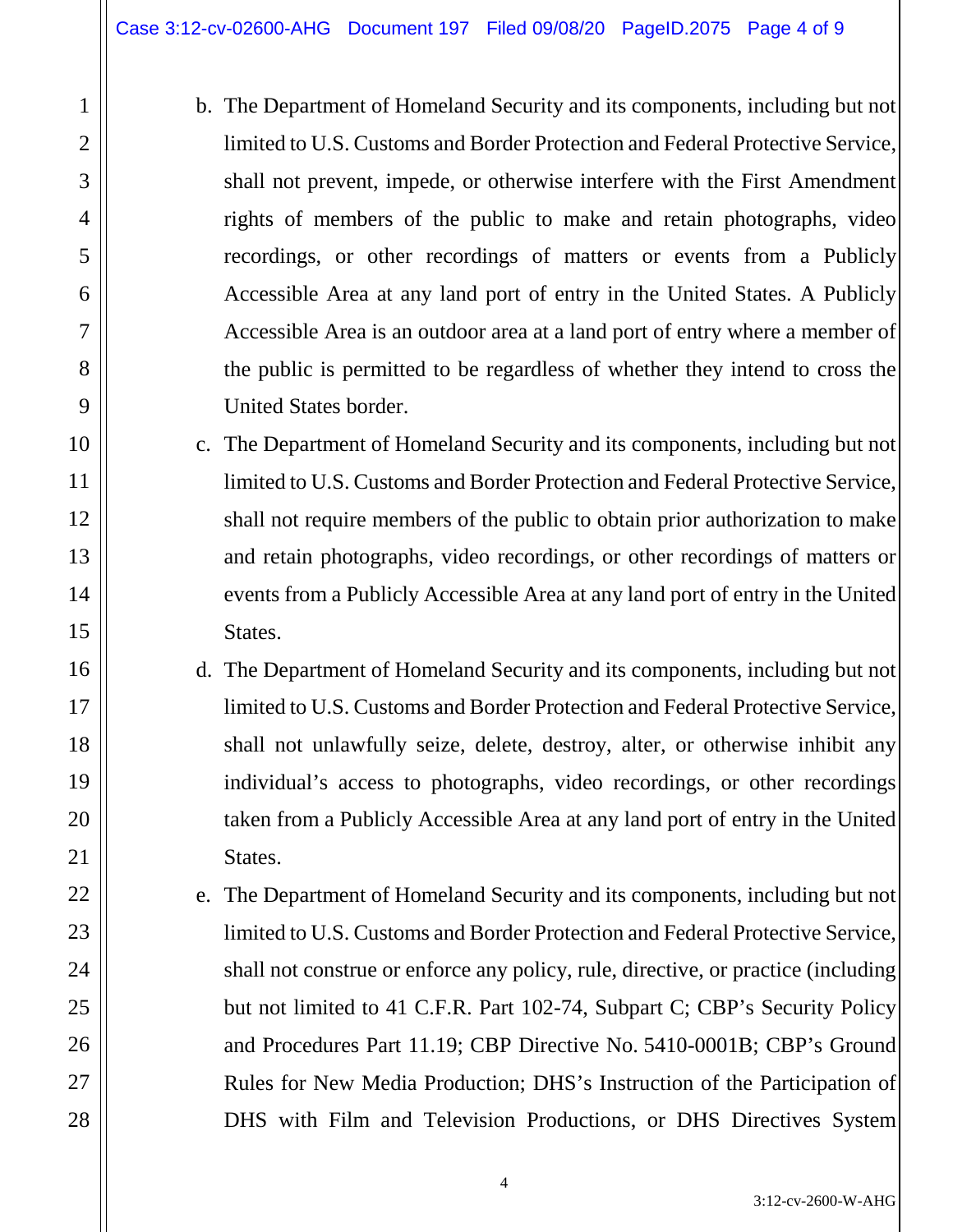b. The Department of Homeland Security and its components, including but not limited to U.S. Customs and Border Protection and Federal Protective Service, shall not prevent, impede, or otherwise interfere with the First Amendment rights of members of the public to make and retain photographs, video recordings, or other recordings of matters or events from a Publicly Accessible Area at any land port of entry in the United States. A Publicly Accessible Area is an outdoor area at a land port of entry where a member of the public is permitted to be regardless of whether they intend to cross the United States border.

c. The Department of Homeland Security and its components, including but not limited to U.S. Customs and Border Protection and Federal Protective Service, shall not require members of the public to obtain prior authorization to make and retain photographs, video recordings, or other recordings of matters or events from a Publicly Accessible Area at any land port of entry in the United States.

d. The Department of Homeland Security and its components, including but not limited to U.S. Customs and Border Protection and Federal Protective Service, shall not unlawfully seize, delete, destroy, alter, or otherwise inhibit any individual's access to photographs, video recordings, or other recordings taken from a Publicly Accessible Area at any land port of entry in the United States.

e. The Department of Homeland Security and its components, including but not limited to U.S. Customs and Border Protection and Federal Protective Service, shall not construe or enforce any policy, rule, directive, or practice (including but not limited to 41 C.F.R. Part 102-74, Subpart C; CBP's Security Policy and Procedures Part 11.19; CBP Directive No. 5410-0001B; CBP's Ground Rules for New Media Production; DHS's Instruction of the Participation of DHS with Film and Television Productions, or DHS Directives System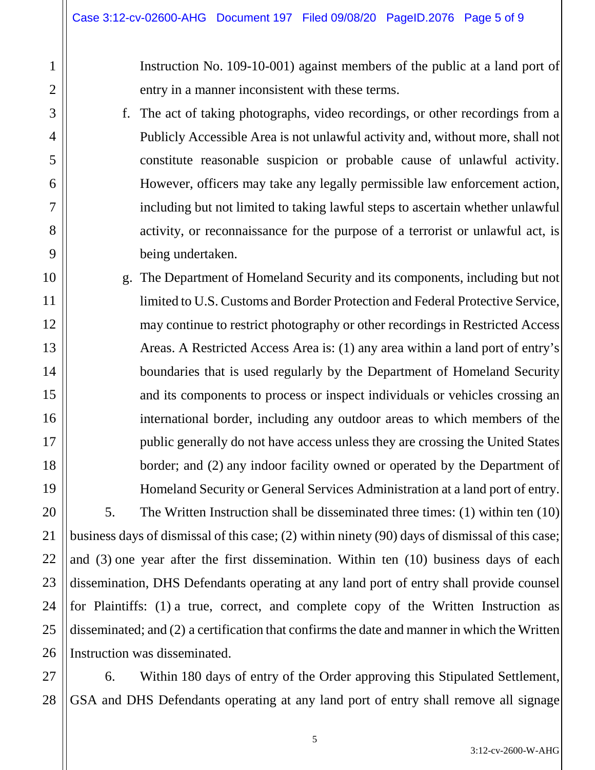Instruction No. 109-10-001) against members of the public at a land port of entry in a manner inconsistent with these terms.

f. The act of taking photographs, video recordings, or other recordings from a Publicly Accessible Area is not unlawful activity and, without more, shall not constitute reasonable suspicion or probable cause of unlawful activity. However, officers may take any legally permissible law enforcement action, including but not limited to taking lawful steps to ascertain whether unlawful activity, or reconnaissance for the purpose of a terrorist or unlawful act, is being undertaken.

g. The Department of Homeland Security and its components, including but not limited to U.S. Customs and Border Protection and Federal Protective Service, may continue to restrict photography or other recordings in Restricted Access Areas. A Restricted Access Area is: (1) any area within a land port of entry's boundaries that is used regularly by the Department of Homeland Security and its components to process or inspect individuals or vehicles crossing an international border, including any outdoor areas to which members of the public generally do not have access unless they are crossing the United States border; and (2) any indoor facility owned or operated by the Department of Homeland Security or General Services Administration at a land port of entry.

5. The Written Instruction shall be disseminated three times: (1) within ten (10) business days of dismissal of this case; (2) within ninety (90) days of dismissal of this case; and (3) one year after the first dissemination. Within ten (10) business days of each dissemination, DHS Defendants operating at any land port of entry shall provide counsel for Plaintiffs: (1) a true, correct, and complete copy of the Written Instruction as disseminated; and (2) a certification that confirms the date and manner in which the Written Instruction was disseminated.

6. Within 180 days of entry of the Order approving this Stipulated Settlement, GSA and DHS Defendants operating at any land port of entry shall remove all signage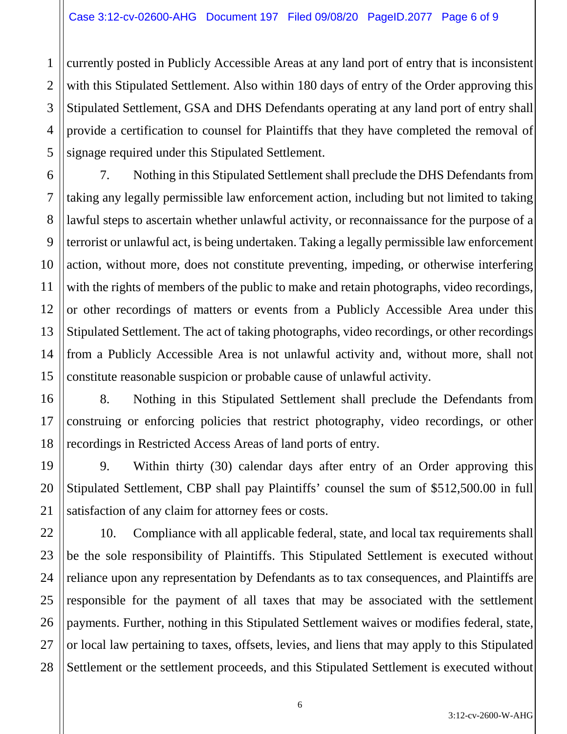currently posted in Publicly Accessible Areas at any land port of entry that is inconsistent with this Stipulated Settlement. Also within 180 days of entry of the Order approving this Stipulated Settlement, GSA and DHS Defendants operating at any land port of entry shall provide a certification to counsel for Plaintiffs that they have completed the removal of signage required under this Stipulated Settlement.

7. Nothing in this Stipulated Settlement shall preclude the DHS Defendants from taking any legally permissible law enforcement action, including but not limited to taking lawful steps to ascertain whether unlawful activity, or reconnaissance for the purpose of a terrorist or unlawful act, is being undertaken. Taking a legally permissible law enforcement action, without more, does not constitute preventing, impeding, or otherwise interfering with the rights of members of the public to make and retain photographs, video recordings, or other recordings of matters or events from a Publicly Accessible Area under this Stipulated Settlement. The act of taking photographs, video recordings, or other recordings from a Publicly Accessible Area is not unlawful activity and, without more, shall not constitute reasonable suspicion or probable cause of unlawful activity.

8. Nothing in this Stipulated Settlement shall preclude the Defendants from construing or enforcing policies that restrict photography, video recordings, or other recordings in Restricted Access Areas of land ports of entry.

9. Within thirty (30) calendar days after entry of an Order approving this Stipulated Settlement, CBP shall pay Plaintiffs' counsel the sum of $512,500.00 in full satisfaction of any claim for attorney fees or costs.

10. Compliance with all applicable federal, state, and local tax requirements shall be the sole responsibility of Plaintiffs. This Stipulated Settlement is executed without reliance upon any representation by Defendants as to tax consequences, and Plaintiffs are responsible for the payment of all taxes that may be associated with the settlement payments. Further, nothing in this Stipulated Settlement waives or modifies federal, state, or local law pertaining to taxes, offsets, levies, and liens that may apply to this Stipulated Settlement or the settlement proceeds, and this Stipulated Settlement is executed without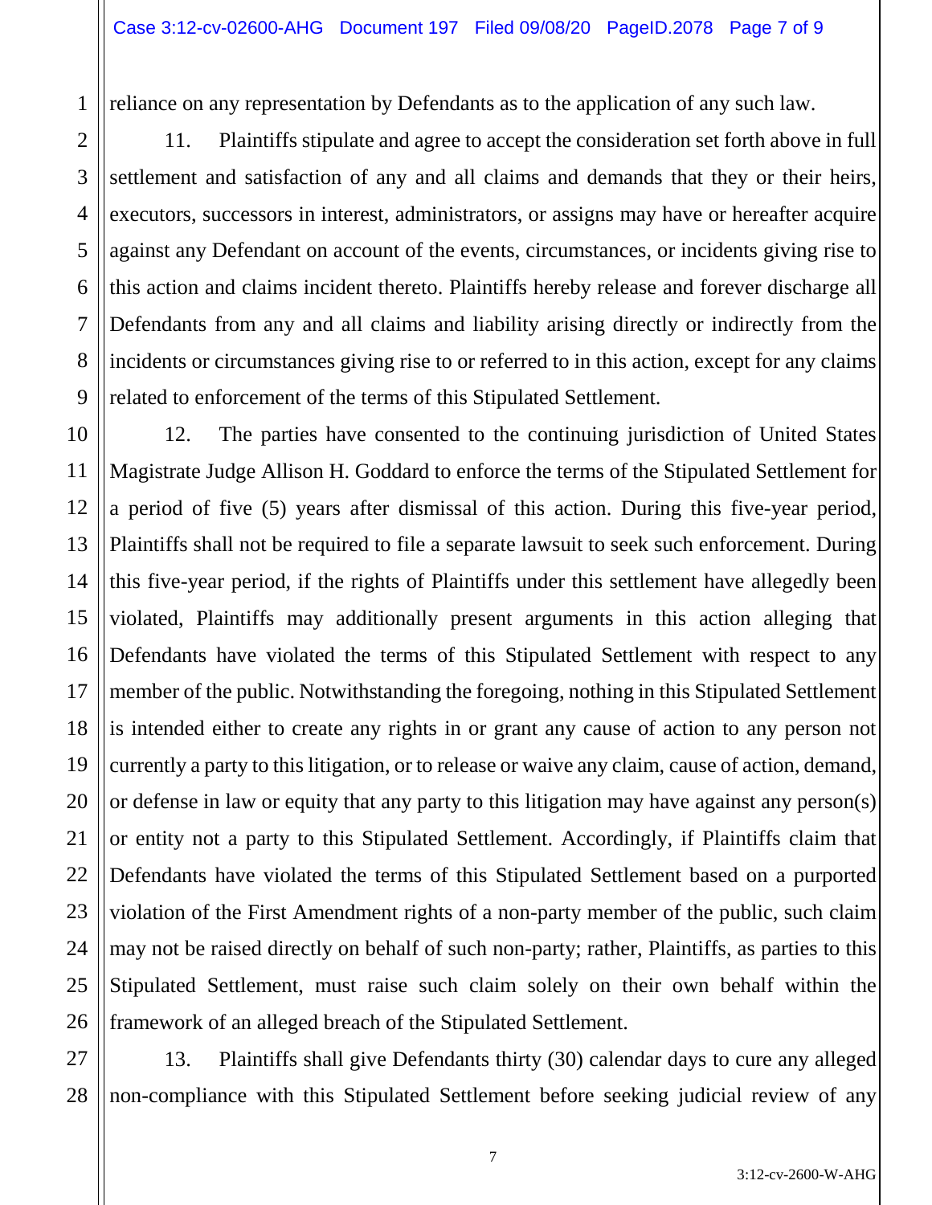reliance on any representation by Defendants as to the application of any such law.

11. Plaintiffs stipulate and agree to accept the consideration set forth above in full settlement and satisfaction of any and all claims and demands that they or their heirs, executors, successors in interest, administrators, or assigns may have or hereafter acquire against any Defendant on account of the events, circumstances, or incidents giving rise to this action and claims incident thereto. Plaintiffs hereby release and forever discharge all Defendants from any and all claims and liability arising directly or indirectly from the incidents or circumstances giving rise to or referred to in this action, except for any claims related to enforcement of the terms of this Stipulated Settlement.

12. The parties have consented to the continuing jurisdiction of United States Magistrate Judge Allison H. Goddard to enforce the terms of the Stipulated Settlement for a period of five (5) years after dismissal of this action. During this five-year period, Plaintiffs shall not be required to file a separate lawsuit to seek such enforcement. During this five-year period, if the rights of Plaintiffs under this settlement have allegedly been violated, Plaintiffs may additionally present arguments in this action alleging that Defendants have violated the terms of this Stipulated Settlement with respect to any member of the public. Notwithstanding the foregoing, nothing in this Stipulated Settlement is intended either to create any rights in or grant any cause of action to any person not currently a party to this litigation, or to release or waive any claim, cause of action, demand, or defense in law or equity that any party to this litigation may have against any person(s) or entity not a party to this Stipulated Settlement. Accordingly, if Plaintiffs claim that Defendants have violated the terms of this Stipulated Settlement based on a purported violation of the First Amendment rights of a non-party member of the public, such claim may not be raised directly on behalf of such non-party; rather, Plaintiffs, as parties to this Stipulated Settlement, must raise such claim solely on their own behalf within the framework of an alleged breach of the Stipulated Settlement.

13. Plaintiffs shall give Defendants thirty (30) calendar days to cure any alleged non-compliance with this Stipulated Settlement before seeking judicial review of any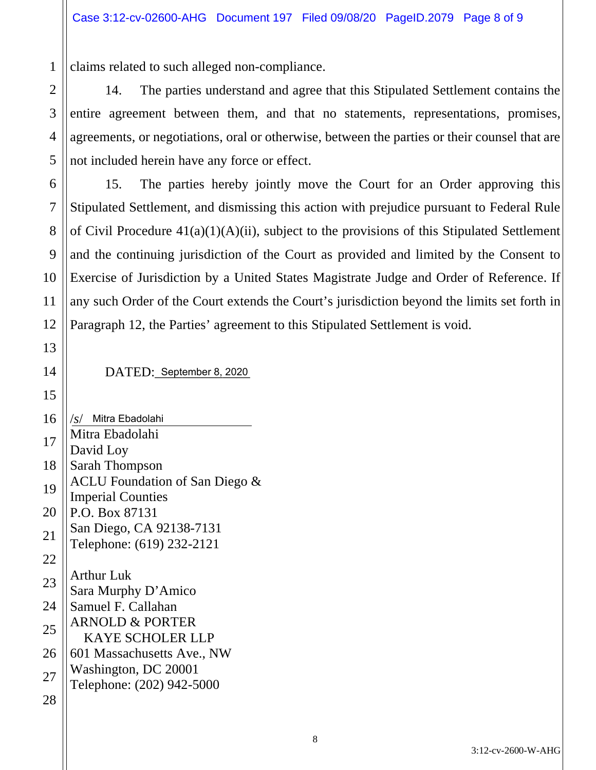claims related to such alleged non-compliance.

14. The parties understand and agree that this Stipulated Settlement contains the entire agreement between them, and that no statements, representations, promises, agreements, or negotiations, oral or otherwise, between the parties or their counsel that are not included herein have any force or effect.

15. The parties hereby jointly move the Court for an Order approving this Stipulated Settlement, and dismissing this action with prejudice pursuant to Federal Rule of Civil Procedure 41(a)(1)(A)(ii), subject to the provisions of this Stipulated Settlement and the continuing jurisdiction of the Court as provided and limited by the Consent to Exercise of Jurisdiction by a United States Magistrate Judge and Order of Reference. If any such Order of the Court extends the Court's jurisdiction beyond the limits set forth in Paragraph 12, the Parties' agreement to this Stipulated Settlement is void.

DATED: September 8, 2020

/s/ Mitra Ebadolahi
Mitra Ebadolahi
David Loy
Sarah Thompson
ACLU Foundation of San Diego &
Imperial Counties
P.O. Box 87131
San Diego, CA 92138-7131
Telephone: (619) 232-2121

Arthur Luk
Sara Murphy D'Amico
Samuel F. Callahan
ARNOLD & PORTER
KAYE SCHOLER LLP
601 Massachusetts Ave., NW
Washington, DC 20001
Telephone: (202) 942-5000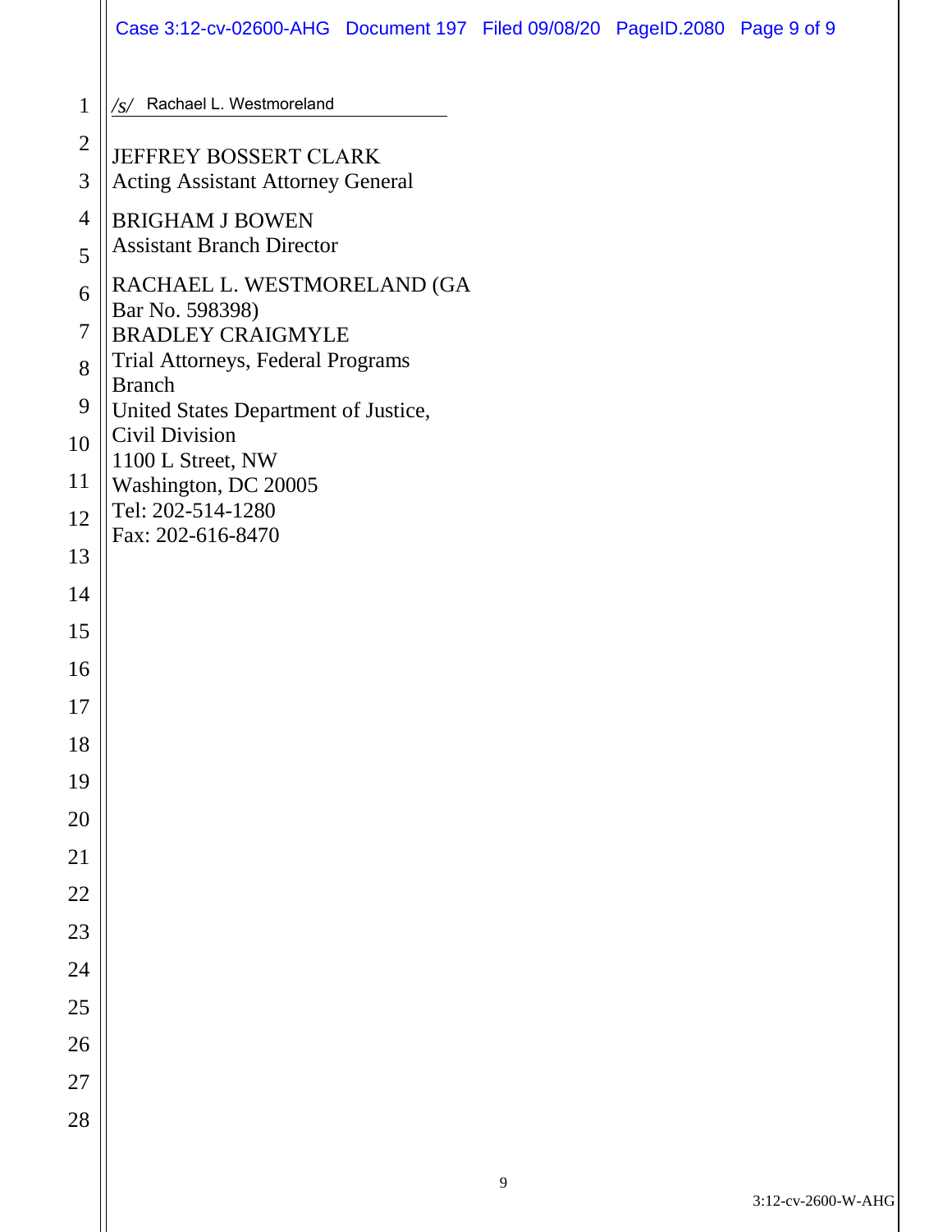/s/ Rachael L. Westmoreland

JEFFREY BOSSERT CLARK
Acting Assistant Attorney General

BRIGHAM J BOWEN
Assistant Branch Director

RACHAEL L. WESTMORELAND (GA Bar No. 598398)
BRADLEY CRAIGMYLE
Trial Attorneys, Federal Programs Branch
United States Department of Justice, Civil Division
1100 L Street, NW
Washington, DC 20005
Tel: 202-514-1280
Fax: 202-616-8470